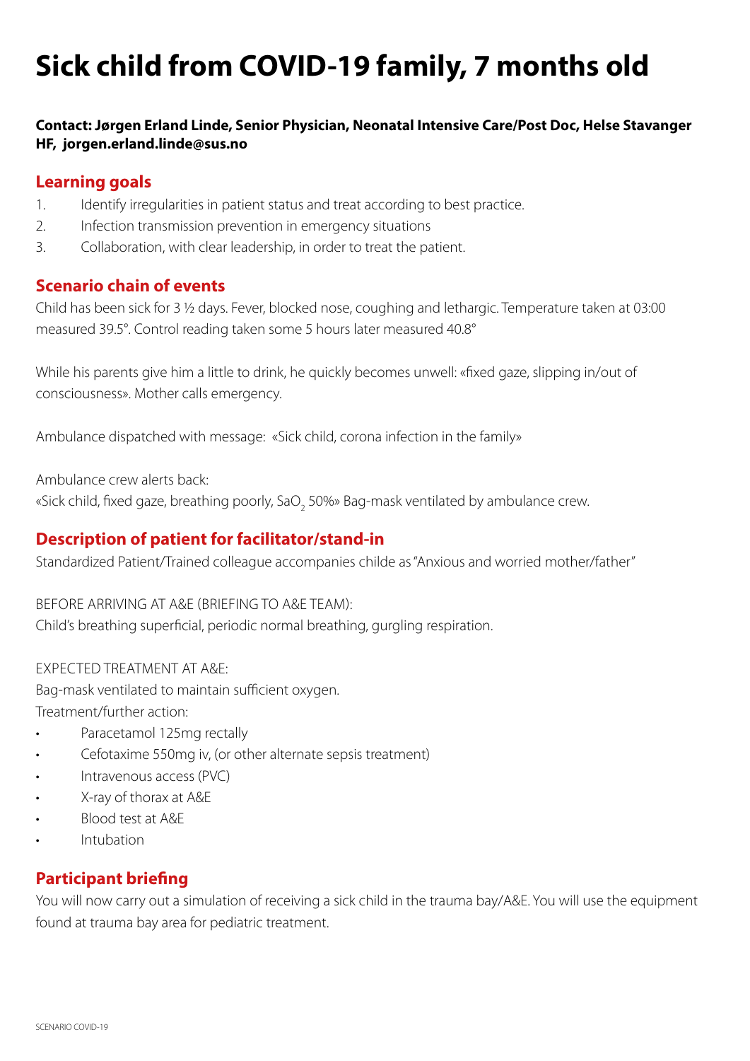# Sick child from COVID-19 family, 7 months old

**Contact: Jørgen Erland Linde, Senior Physician, Neonatal Intensive Care/Post Doc, Helse Stavanger HF, jorgen.erland.linde@sus.no**

## Learning goals

1. Identify irregularities in patient status and treat according to best practice.
2. Infection transmission prevention in emergency situations
3. Collaboration, with clear leadership, in order to treat the patient.

## Scenario chain of events

Child has been sick for 3 ½ days. Fever, blocked nose, coughing and lethargic. Temperature taken at 03:00 measured 39.5°. Control reading taken some 5 hours later measured 40.8°

While his parents give him a little to drink, he quickly becomes unwell: «fixed gaze, slipping in/out of consciousness». Mother calls emergency.

Ambulance dispatched with message: «Sick child, corona infection in the family»

Ambulance crew alerts back:
«Sick child, fixed gaze, breathing poorly, $SaO_2$ 50%» Bag-mask ventilated by ambulance crew.

## Description of patient for facilitator/stand-in

Standardized Patient/Trained colleague accompanies childe as "Anxious and worried mother/father"

BEFORE ARRIVING AT A&E (BRIEFING TO A&E TEAM):
Child's breathing superficial, periodic normal breathing, gurgling respiration.

EXPECTED TREATMENT AT A&E:
Bag-mask ventilated to maintain sufficient oxygen.
Treatment/further action:

- Paracetamol 125mg rectally
- Cefotaxime 550mg iv, (or other alternate sepsis treatment)
- Intravenous access (PVC)
- X-ray of thorax at A&E
- Blood test at A&E
- Intubation

## Participant briefing

You will now carry out a simulation of receiving a sick child in the trauma bay/A&E. You will use the equipment found at trauma bay area for pediatric treatment.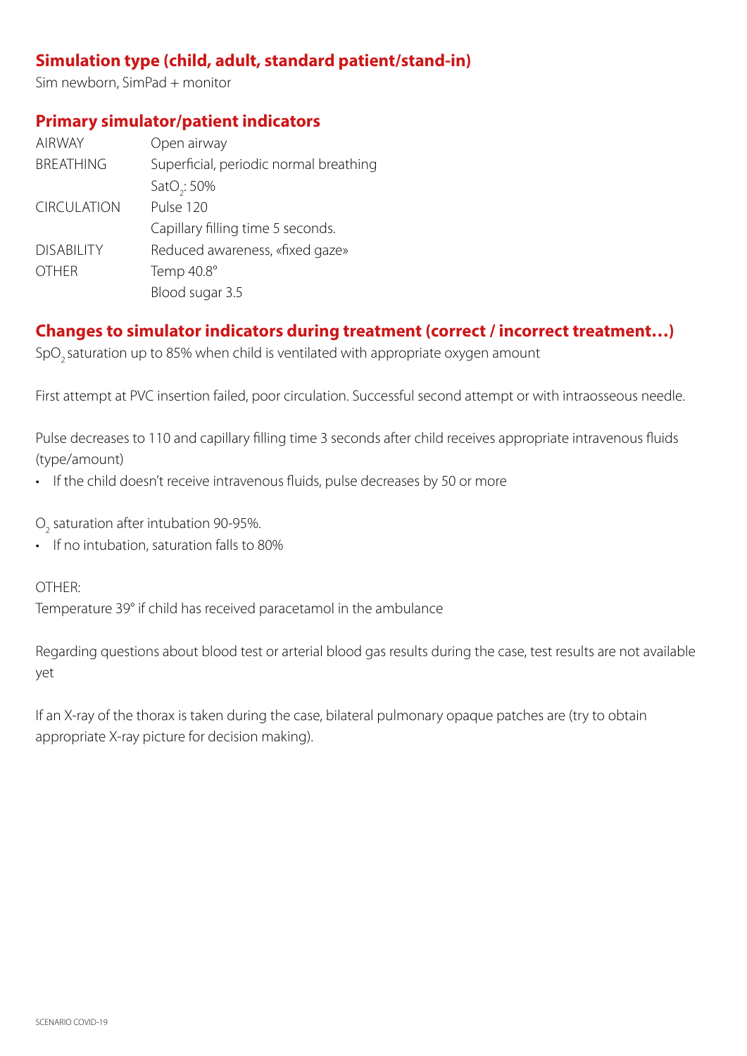## Simulation type (child, adult, standard patient/stand-in)

Sim newborn, SimPad + monitor

## Primary simulator/patient indicators

| | |
|---|---|
| AIRWAY | Open airway |
| BREATHING | Superficial, periodic normal breathing |
| | $SatO_2$: 50% |
| CIRCULATION | Pulse 120 |
| | Capillary filling time 5 seconds. |
| DISABILITY | Reduced awareness, «fixed gaze» |
| OTHER | Temp 40.8° |
| | Blood sugar 3.5 |

## Changes to simulator indicators during treatment (correct / incorrect treatment…)

$SpO_2$ saturation up to 85% when child is ventilated with appropriate oxygen amount

First attempt at PVC insertion failed, poor circulation. Successful second attempt or with intraosseous needle.

Pulse decreases to 110 and capillary filling time 3 seconds after child receives appropriate intravenous fluids (type/amount)

- If the child doesn't receive intravenous fluids, pulse decreases by 50 or more

$O_2$ saturation after intubation 90-95%.

- If no intubation, saturation falls to 80%

OTHER:
Temperature 39° if child has received paracetamol in the ambulance

Regarding questions about blood test or arterial blood gas results during the case, test results are not available yet

If an X-ray of the thorax is taken during the case, bilateral pulmonary opaque patches are (try to obtain appropriate X-ray picture for decision making).